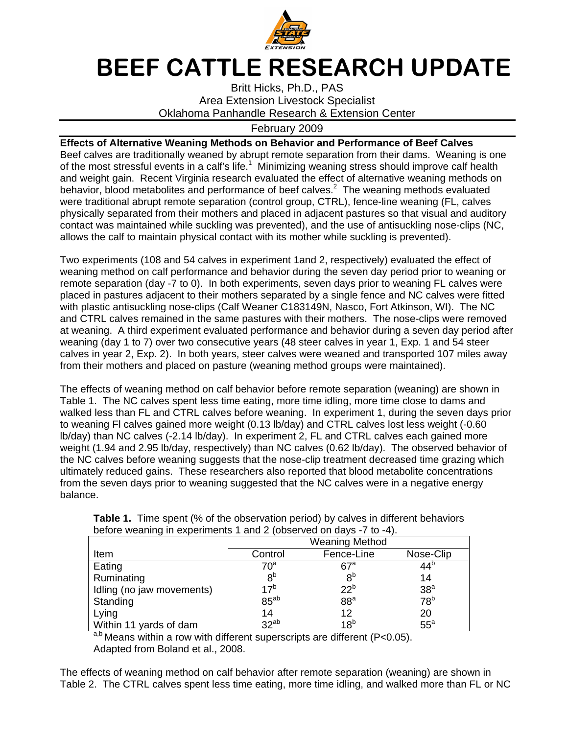# BEEF CATTLE RESEARCH UPDATE

Britt Hicks, Ph.D., PAS
Area Extension Livestock Specialist
Oklahoma Panhandle Research & Extension Center

February 2009

**Effects of Alternative Weaning Methods on Behavior and Performance of Beef Calves**

Beef calves are traditionally weaned by abrupt remote separation from their dams. Weaning is one of the most stressful events in a calf's life.[1] Minimizing weaning stress should improve calf health and weight gain. Recent Virginia research evaluated the effect of alternative weaning methods on behavior, blood metabolites and performance of beef calves.[2] The weaning methods evaluated were traditional abrupt remote separation (control group, CTRL), fence-line weaning (FL, calves physically separated from their mothers and placed in adjacent pastures so that visual and auditory contact was maintained while suckling was prevented), and the use of antisuckling nose-clips (NC, allows the calf to maintain physical contact with its mother while suckling is prevented).

Two experiments (108 and 54 calves in experiment 1and 2, respectively) evaluated the effect of weaning method on calf performance and behavior during the seven day period prior to weaning or remote separation (day -7 to 0). In both experiments, seven days prior to weaning FL calves were placed in pastures adjacent to their mothers separated by a single fence and NC calves were fitted with plastic antisuckling nose-clips (Calf Weaner C183149N, Nasco, Fort Atkinson, WI). The NC and CTRL calves remained in the same pastures with their mothers. The nose-clips were removed at weaning. A third experiment evaluated performance and behavior during a seven day period after weaning (day 1 to 7) over two consecutive years (48 steer calves in year 1, Exp. 1 and 54 steer calves in year 2, Exp. 2). In both years, steer calves were weaned and transported 107 miles away from their mothers and placed on pasture (weaning method groups were maintained).

The effects of weaning method on calf behavior before remote separation (weaning) are shown in Table 1. The NC calves spent less time eating, more time idling, more time close to dams and walked less than FL and CTRL calves before weaning. In experiment 1, during the seven days prior to weaning Fl calves gained more weight (0.13 lb/day) and CTRL calves lost less weight (-0.60 lb/day) than NC calves (-2.14 lb/day). In experiment 2, FL and CTRL calves each gained more weight (1.94 and 2.95 lb/day, respectively) than NC calves (0.62 lb/day). The observed behavior of the NC calves before weaning suggests that the nose-clip treatment decreased time grazing which ultimately reduced gains. These researchers also reported that blood metabolite concentrations from the seven days prior to weaning suggested that the NC calves were in a negative energy balance.

**Table 1.** Time spent (% of the observation period) by calves in different behaviors before weaning in experiments 1 and 2 (observed on days -7 to -4).

| | Weaning Method | | |
|---|---|---|---|
| Item | Control | Fence-Line | Nose-Clip |
| Eating | $70^{a}$ | $67^{a}$ | $44^{b}$ |
| Ruminating | $8^{b}$ | $8^{b}$ | 14 |
| Idling (no jaw movements) | $17^{b}$ | $22^{b}$ | $38^{a}$ |
| Standing | $85^{ab}$ | $88^{a}$ | $78^{b}$ |
| Lying | 14 | 12 | 20 |
| Within 11 yards of dam | $32^{ab}$ | $18^{b}$ | $55^{a}$ |

$^{a,b}$ Means within a row with different superscripts are different ($P<0.05$).
Adapted from Boland et al., 2008.

The effects of weaning method on calf behavior after remote separation (weaning) are shown in Table 2. The CTRL calves spent less time eating, more time idling, and walked more than FL or NC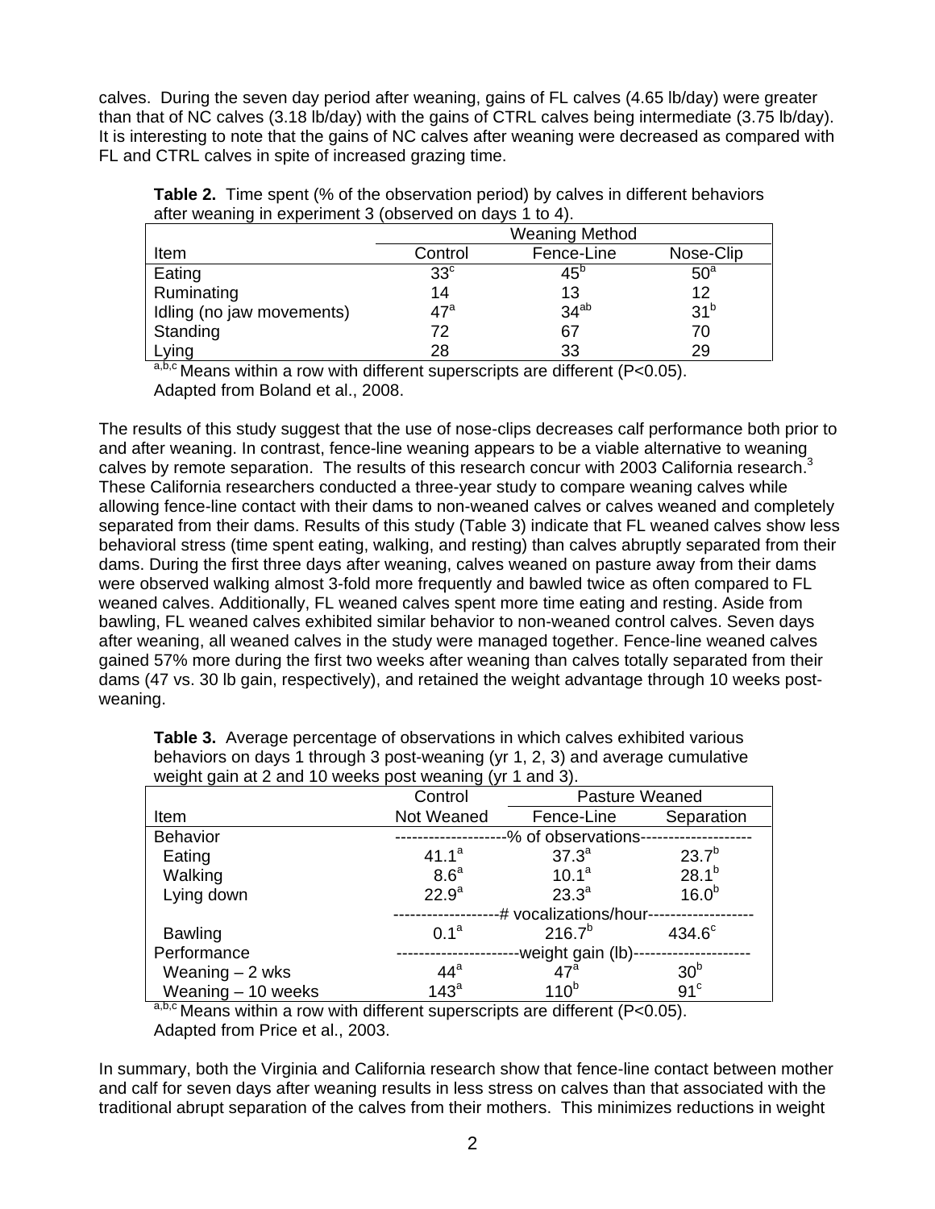calves. During the seven day period after weaning, gains of FL calves (4.65 lb/day) were greater than that of NC calves (3.18 lb/day) with the gains of CTRL calves being intermediate (3.75 lb/day). It is interesting to note that the gains of NC calves after weaning were decreased as compared with FL and CTRL calves in spite of increased grazing time.

**Table 2.** Time spent (% of the observation period) by calves in different behaviors after weaning in experiment 3 (observed on days 1 to 4).

| | Weaning Method | | |
|---|---|---|---|
| Item | Control | Fence-Line | Nose-Clip |
| Eating | 33[c] | 45[b] | 50[a] |
| Ruminating | 14 | 13 | 12 |
| Idling (no jaw movements) | 47[a] | 34[ab] | 31[b] |
| Standing | 72 | 67 | 70 |
| Lying | 28 | 33 | 29 |

[a,b,c] Means within a row with different superscripts are different ($P<0.05$).
Adapted from Boland et al., 2008.

The results of this study suggest that the use of nose-clips decreases calf performance both prior to and after weaning. In contrast, fence-line weaning appears to be a viable alternative to weaning calves by remote separation. The results of this research concur with 2003 California research.[3] These California researchers conducted a three-year study to compare weaning calves while allowing fence-line contact with their dams to non-weaned calves or calves weaned and completely separated from their dams. Results of this study (Table 3) indicate that FL weaned calves show less behavioral stress (time spent eating, walking, and resting) than calves abruptly separated from their dams. During the first three days after weaning, calves weaned on pasture away from their dams were observed walking almost 3-fold more frequently and bawled twice as often compared to FL weaned calves. Additionally, FL weaned calves spent more time eating and resting. Aside from bawling, FL weaned calves exhibited similar behavior to non-weaned control calves. Seven days after weaning, all weaned calves in the study were managed together. Fence-line weaned calves gained 57% more during the first two weeks after weaning than calves totally separated from their dams (47 vs. 30 lb gain, respectively), and retained the weight advantage through 10 weeks post-weaning.

**Table 3.** Average percentage of observations in which calves exhibited various behaviors on days 1 through 3 post-weaning (yr 1, 2, 3) and average cumulative weight gain at 2 and 10 weeks post weaning (yr 1 and 3).

| | Control | Pasture Weaned | |
|---|---|---|---|
| Item | Not Weaned | Fence-Line | Separation |
| Behavior | % of observations | | |
| Eating | 41.1[a] | 37.3[a] | 23.7[b] |
| Walking | 8.6[a] | 10.1[a] | 28.1[b] |
| Lying down | 22.9[a] | 23.3[a] | 16.0[b] |
| | # vocalizations/hour | | |
| Bawling | 0.1[a] | 216.7[b] | 434.6[c] |
| Performance | weight gain (lb) | | |
| Weaning – 2 wks | 44[a] | 47[a] | 30[b] |
| Weaning – 10 weeks | 143[a] | 110[b] | 91[c] |

[a,b,c] Means within a row with different superscripts are different ($P<0.05$).
Adapted from Price et al., 2003.

In summary, both the Virginia and California research show that fence-line contact between mother and calf for seven days after weaning results in less stress on calves than that associated with the traditional abrupt separation of the calves from their mothers. This minimizes reductions in weight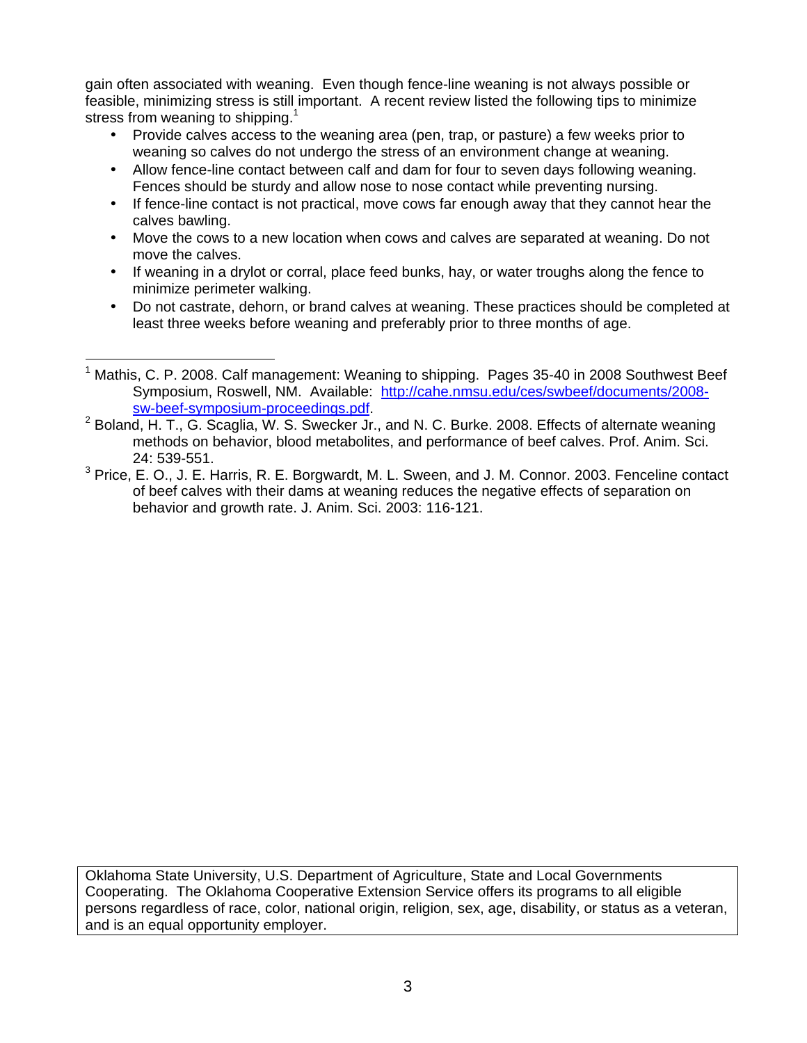gain often associated with weaning. Even though fence-line weaning is not always possible or feasible, minimizing stress is still important. A recent review listed the following tips to minimize stress from weaning to shipping.[1]

- Provide calves access to the weaning area (pen, trap, or pasture) a few weeks prior to weaning so calves do not undergo the stress of an environment change at weaning.
- Allow fence-line contact between calf and dam for four to seven days following weaning. Fences should be sturdy and allow nose to nose contact while preventing nursing.
- If fence-line contact is not practical, move cows far enough away that they cannot hear the calves bawling.
- Move the cows to a new location when cows and calves are separated at weaning. Do not move the calves.
- If weaning in a drylot or corral, place feed bunks, hay, or water troughs along the fence to minimize perimeter walking.
- Do not castrate, dehorn, or brand calves at weaning. These practices should be completed at least three weeks before weaning and preferably prior to three months of age.

---

[1] Mathis, C. P. 2008. Calf management: Weaning to shipping. Pages 35-40 in 2008 Southwest Beef Symposium, Roswell, NM. Available: [http://cahe.nmsu.edu/ces/swbeef/documents/2008-sw-beef-symposium-proceedings.pdf](http://cahe.nmsu.edu/ces/swbeef/documents/2008-sw-beef-symposium-proceedings.pdf).

[2] Boland, H. T., G. Scaglia, W. S. Swecker Jr., and N. C. Burke. 2008. Effects of alternate weaning methods on behavior, blood metabolites, and performance of beef calves. Prof. Anim. Sci. 24: 539-551.

[3] Price, E. O., J. E. Harris, R. E. Borgwardt, M. L. Sween, and J. M. Connor. 2003. Fenceline contact of beef calves with their dams at weaning reduces the negative effects of separation on behavior and growth rate. J. Anim. Sci. 2003: 116-121.

Oklahoma State University, U.S. Department of Agriculture, State and Local Governments Cooperating. The Oklahoma Cooperative Extension Service offers its programs to all eligible persons regardless of race, color, national origin, religion, sex, age, disability, or status as a veteran, and is an equal opportunity employer.